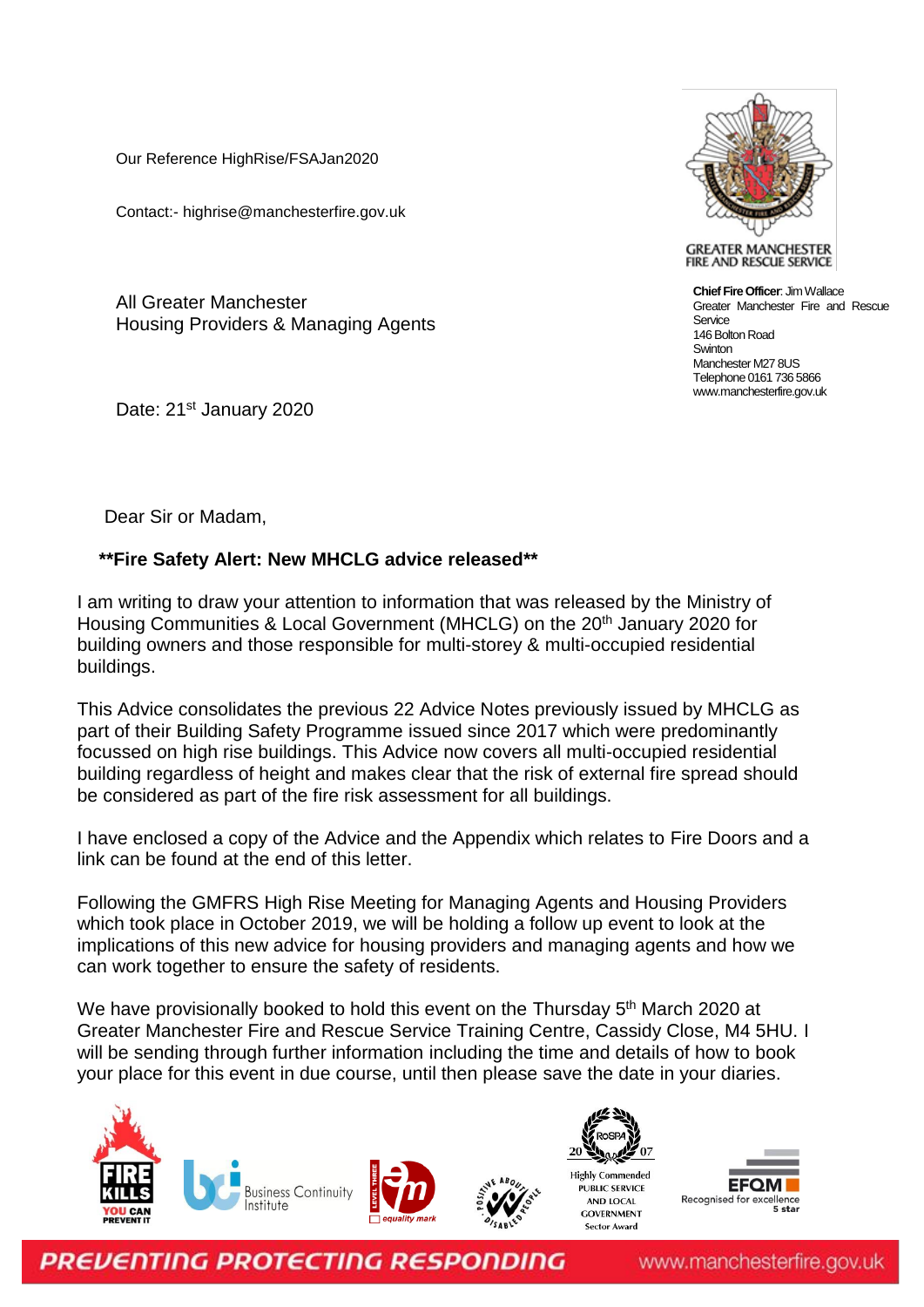Our Reference HighRise/FSAJan2020

Contact:- highrise@manchesterfire.gov.uk

GREATER MANCHESTER FIRE AND RESCUE SERVICE

**Chief Fire Officer**: Jim Wallace
Greater Manchester Fire and Rescue Service
146 Bolton Road
Swinton
Manchester M27 8US
Telephone 0161 736 5866
www.manchesterfire.gov.uk

All Greater Manchester
Housing Providers & Managing Agents

Date: 21st January 2020

Dear Sir or Madam,

**Fire Safety Alert: New MHCLG advice released**

I am writing to draw your attention to information that was released by the Ministry of Housing Communities & Local Government (MHCLG) on the 20th January 2020 for building owners and those responsible for multi-storey & multi-occupied residential buildings.

This Advice consolidates the previous 22 Advice Notes previously issued by MHCLG as part of their Building Safety Programme issued since 2017 which were predominantly focussed on high rise buildings. This Advice now covers all multi-occupied residential building regardless of height and makes clear that the risk of external fire spread should be considered as part of the fire risk assessment for all buildings.

I have enclosed a copy of the Advice and the Appendix which relates to Fire Doors and a link can be found at the end of this letter.

Following the GMFRS High Rise Meeting for Managing Agents and Housing Providers which took place in October 2019, we will be holding a follow up event to look at the implications of this new advice for housing providers and managing agents and how we can work together to ensure the safety of residents.

We have provisionally booked to hold this event on the Thursday 5th March 2020 at Greater Manchester Fire and Rescue Service Training Centre, Cassidy Close, M4 5HU. I will be sending through further information including the time and details of how to book your place for this event in due course, until then please save the date in your diaries.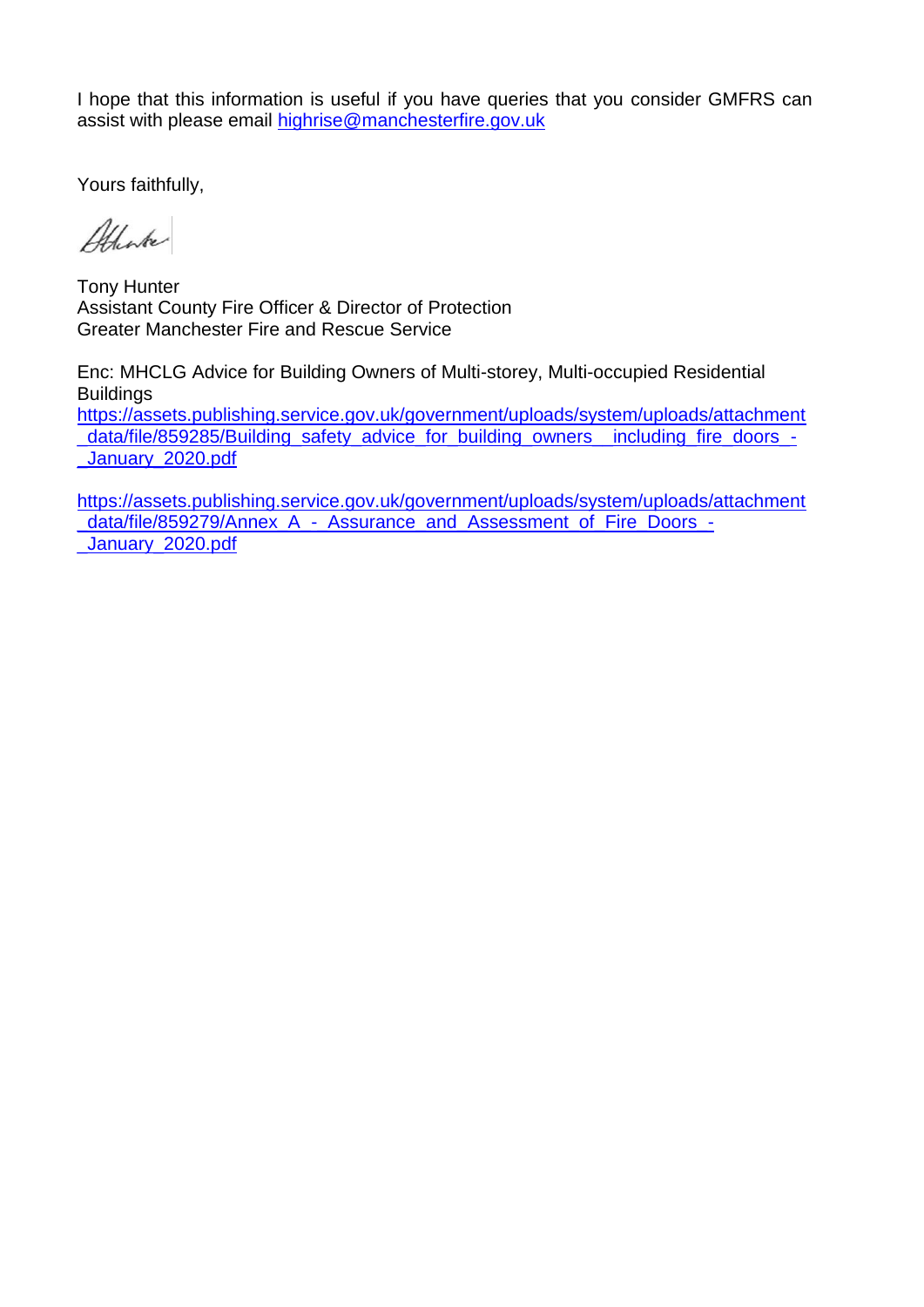I hope that this information is useful if you have queries that you consider GMFRS can assist with please email highrise@manchesterfire.gov.uk

Yours faithfully,

Tony Hunter
Assistant County Fire Officer & Director of Protection
Greater Manchester Fire and Rescue Service

Enc: MHCLG Advice for Building Owners of Multi-storey, Multi-occupied Residential Buildings
https://assets.publishing.service.gov.uk/government/uploads/system/uploads/attachment_data/file/859285/Building_safety_advice_for_building_owners__including_fire_doors_-_January_2020.pdf

https://assets.publishing.service.gov.uk/government/uploads/system/uploads/attachment_data/file/859279/Annex_A_-_Assurance_and_Assessment_of_Fire_Doors_-_January_2020.pdf